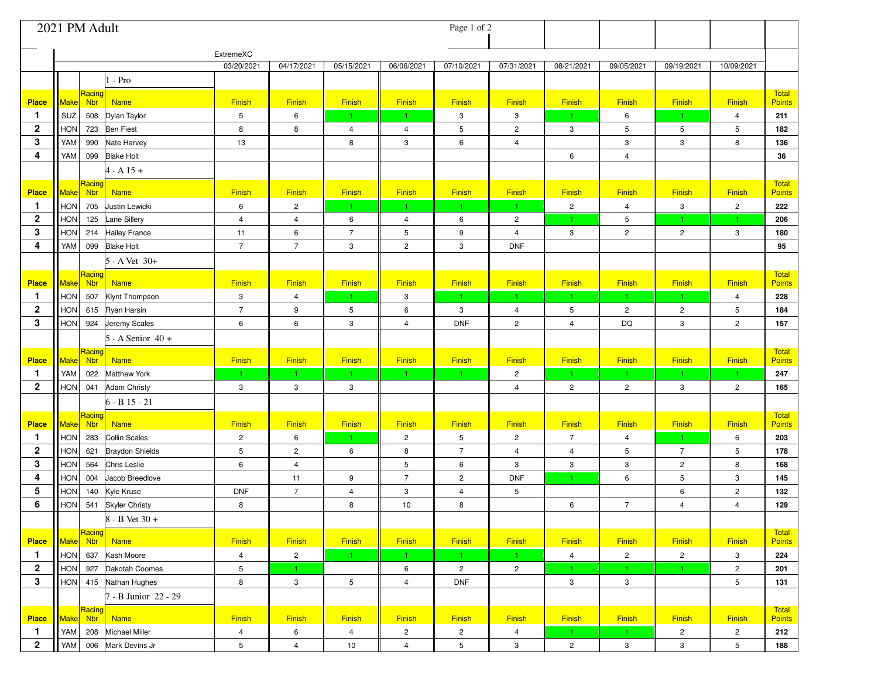# 2021 PM Adult

ExtremeXC

## 1 - Pro

| Place | Make | Racing Nbr | Name | 03/20/2021 | 04/17/2021 | 05/15/2021 | 06/06/2021 | 07/10/2021 | 07/31/2021 | 08/21/2021 | 09/05/2021 | 09/19/2021 | 10/09/2021 | Total Points |
|---|---|---|---|---|---|---|---|---|---|---|---|---|---|---|
| | | | | Finish | Finish | Finish | Finish | Finish | Finish | Finish | Finish | Finish | Finish | |
| 1 | SUZ | 508 | Dylan Taylor | 5 | 6 | 1 | 1 | 3 | 3 | 1 | 6 | 1 | 4 | 211 |
| 2 | HON | 723 | Ben Fiest | 8 | 8 | 4 | 4 | 5 | 2 | 3 | 5 | 5 | 5 | 182 |
| 3 | YAM | 990 | Nate Harvey | 13 | | 8 | 3 | 6 | 4 | | 3 | 3 | 8 | 136 |
| 4 | YAM | 099 | Blake Holt | | | | | | | 6 | 4 | | | 36 |

## 4 - A 15 +

| Place | Make | Racing Nbr | Name | 03/20/2021 | 04/17/2021 | 05/15/2021 | 06/06/2021 | 07/10/2021 | 07/31/2021 | 08/21/2021 | 09/05/2021 | 09/19/2021 | 10/09/2021 | Total Points |
|---|---|---|---|---|---|---|---|---|---|---|---|---|---|---|
| | | | | Finish | Finish | Finish | Finish | Finish | Finish | Finish | Finish | Finish | Finish | |
| 1 | HON | 705 | Justin Lewicki | 6 | 2 | 1 | 1 | 1 | 1 | 2 | 4 | 3 | 2 | 222 |
| 2 | HON | 125 | Lane Sillery | 4 | 4 | 6 | 4 | 6 | 2 | 1 | 5 | 1 | 1 | 206 |
| 3 | HON | 214 | Hailey France | 11 | 6 | 7 | 5 | 9 | 4 | 3 | 2 | 2 | 3 | 180 |
| 4 | YAM | 099 | Blake Holt | 7 | 7 | 3 | 2 | 3 | DNF | | | | | 95 |

## 5 - A Vet 30+

| Place | Make | Racing Nbr | Name | 03/20/2021 | 04/17/2021 | 05/15/2021 | 06/06/2021 | 07/10/2021 | 07/31/2021 | 08/21/2021 | 09/05/2021 | 09/19/2021 | 10/09/2021 | Total Points |
|---|---|---|---|---|---|---|---|---|---|---|---|---|---|---|
| | | | | Finish | Finish | Finish | Finish | Finish | Finish | Finish | Finish | Finish | Finish | |
| 1 | HON | 507 | Klynt Thompson | 3 | 4 | 1 | 3 | 1 | 1 | 1 | 1 | 1 | 4 | 228 |
| 2 | HON | 615 | Ryan Harsin | 7 | 9 | 5 | 6 | 3 | 4 | 5 | 2 | 2 | 5 | 184 |
| 3 | HON | 924 | Jeremy Scales | 6 | 6 | 3 | 4 | DNF | 2 | 4 | DQ | 3 | 2 | 157 |

## 5 - A Senior 40 +

| Place | Make | Racing Nbr | Name | 03/20/2021 | 04/17/2021 | 05/15/2021 | 06/06/2021 | 07/10/2021 | 07/31/2021 | 08/21/2021 | 09/05/2021 | 09/19/2021 | 10/09/2021 | Total Points |
|---|---|---|---|---|---|---|---|---|---|---|---|---|---|---|
| | | | | Finish | Finish | Finish | Finish | Finish | Finish | Finish | Finish | Finish | Finish | |
| 1 | YAM | 022 | Matthew York | 1 | 1 | 1 | 1 | 1 | 2 | 1 | 1 | 1 | 1 | 247 |
| 2 | HON | 041 | Adam Christy | 3 | 3 | 3 | | | 4 | 2 | 2 | 3 | 2 | 165 |

## 6 - B 15 - 21

| Place | Make | Racing Nbr | Name | 03/20/2021 | 04/17/2021 | 05/15/2021 | 06/06/2021 | 07/10/2021 | 07/31/2021 | 08/21/2021 | 09/05/2021 | 09/19/2021 | 10/09/2021 | Total Points |
|---|---|---|---|---|---|---|---|---|---|---|---|---|---|---|
| | | | | Finish | Finish | Finish | Finish | Finish | Finish | Finish | Finish | Finish | Finish | |
| 1 | HON | 283 | Collin Scales | 2 | 6 | 1 | 2 | 5 | 2 | 7 | 4 | 1 | 6 | 203 |
| 2 | HON | 621 | Braydon Shields | 5 | 2 | 6 | 8 | 7 | 4 | 4 | 5 | 7 | 5 | 178 |
| 3 | HON | 564 | Chris Leslie | 6 | 4 | | 5 | 6 | 3 | 3 | 3 | 2 | 8 | 168 |
| 4 | HON | 004 | Jacob Breedlove | | 11 | 9 | 7 | 2 | DNF | 1 | 6 | 5 | 3 | 145 |
| 5 | HON | 140 | Kyle Kruse | DNF | 7 | 4 | 3 | 4 | 5 | | | 6 | 2 | 132 |
| 6 | HON | 541 | Skyler Christy | 8 | | 8 | 10 | 8 | | 6 | 7 | 4 | 4 | 129 |

## 8 - B Vet 30 +

| Place | Make | Racing Nbr | Name | 03/20/2021 | 04/17/2021 | 05/15/2021 | 06/06/2021 | 07/10/2021 | 07/31/2021 | 08/21/2021 | 09/05/2021 | 09/19/2021 | 10/09/2021 | Total Points |
|---|---|---|---|---|---|---|---|---|---|---|---|---|---|---|
| | | | | Finish | Finish | Finish | Finish | Finish | Finish | Finish | Finish | Finish | Finish | |
| 1 | HON | 637 | Kash Moore | 4 | 2 | 1 | 1 | 1 | 1 | 4 | 2 | 2 | 3 | 224 |
| 2 | HON | 927 | Dakotah Coomes | 5 | 1 | | 6 | 2 | 2 | 1 | 1 | 1 | 2 | 201 |
| 3 | HON | 415 | Nathan Hughes | 8 | 3 | 5 | 4 | DNF | | 3 | 3 | | 5 | 131 |

## 7 - B Junior 22 - 29

| Place | Make | Racing Nbr | Name | 03/20/2021 | 04/17/2021 | 05/15/2021 | 06/06/2021 | 07/10/2021 | 07/31/2021 | 08/21/2021 | 09/05/2021 | 09/19/2021 | 10/09/2021 | Total Points |
|---|---|---|---|---|---|---|---|---|---|---|---|---|---|---|
| | | | | Finish | Finish | Finish | Finish | Finish | Finish | Finish | Finish | Finish | Finish | |
| 1 | YAM | 208 | Michael Miller | 4 | 6 | 4 | 2 | 2 | 4 | 1 | 1 | 2 | 2 | 212 |
| 2 | YAM | 006 | Mark Devins Jr | 5 | 4 | 10 | 4 | 5 | 3 | 2 | 3 | 3 | 5 | 188 |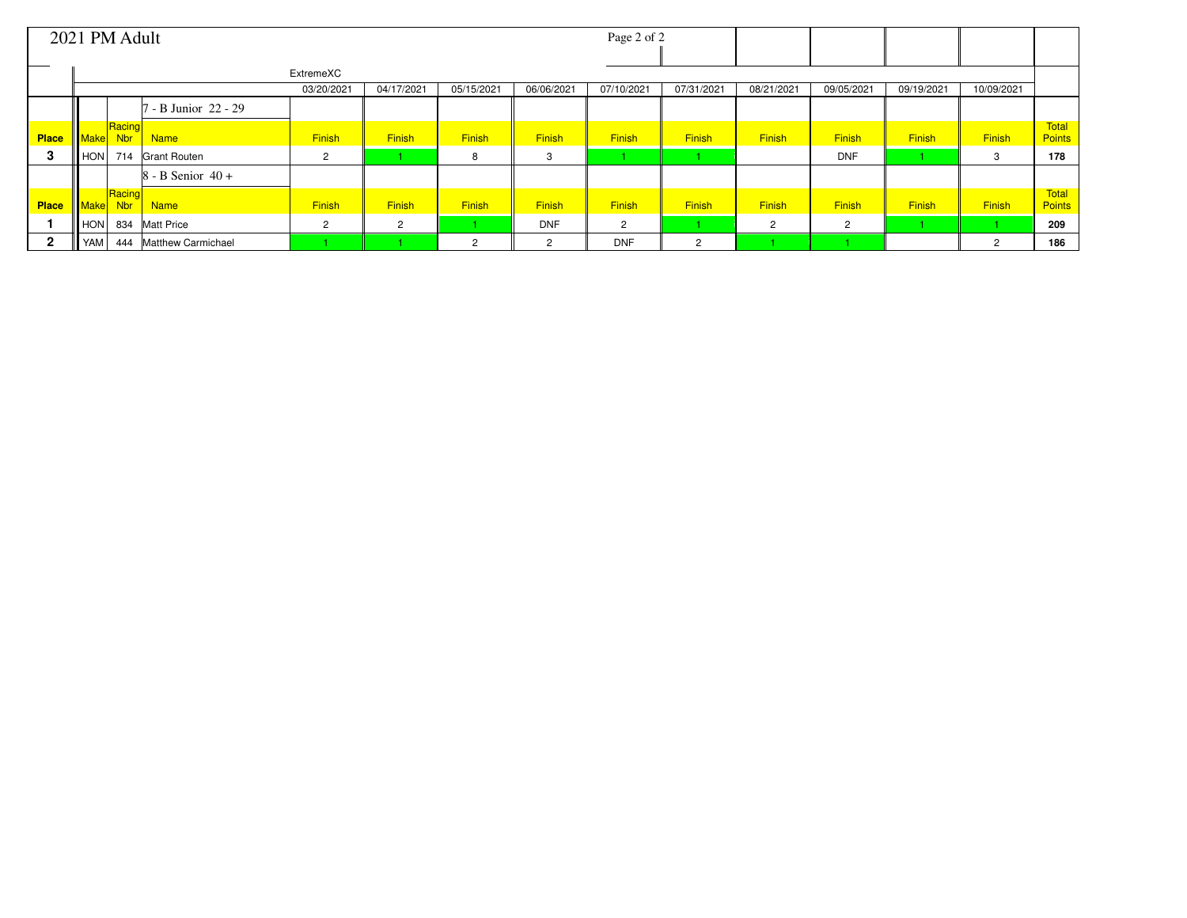# 2021 PM Adult

ExtremeXC

## 7 - B Junior 22 - 29

| Place | Make | Racing Nbr | Name | 03/20/2021 Finish | 04/17/2021 Finish | 05/15/2021 Finish | 06/06/2021 Finish | 07/10/2021 Finish | 07/31/2021 Finish | 08/21/2021 Finish | 09/05/2021 Finish | 09/19/2021 Finish | 10/09/2021 Finish | Total Points |
|---|---|---|---|---|---|---|---|---|---|---|---|---|---|---|
| **3** | HON | 714 | Grant Routen | 2 | 1 | 8 | 3 | 1 | 1 | | DNF | 1 | 3 | **178** |

## 8 - B Senior 40 +

| Place | Make | Racing Nbr | Name | 03/20/2021 Finish | 04/17/2021 Finish | 05/15/2021 Finish | 06/06/2021 Finish | 07/10/2021 Finish | 07/31/2021 Finish | 08/21/2021 Finish | 09/05/2021 Finish | 09/19/2021 Finish | 10/09/2021 Finish | Total Points |
|---|---|---|---|---|---|---|---|---|---|---|---|---|---|---|
| **1** | HON | 834 | Matt Price | 2 | 2 | 1 | DNF | 2 | 1 | 2 | 2 | 1 | 1 | **209** |
| **2** | YAM | 444 | Matthew Carmichael | 1 | 1 | 2 | 2 | DNF | 2 | 1 | 1 | | 2 | **186** |